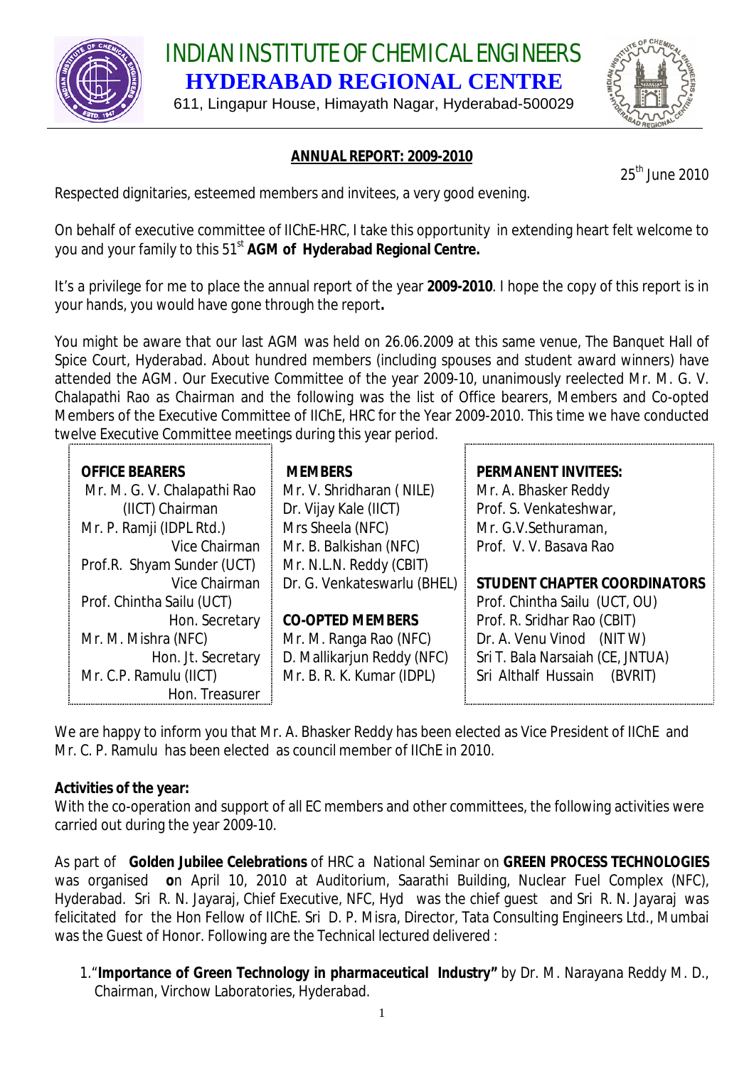# INDIAN INSTITUTE OF CHEMICAL ENGINEERS

## HYDERABAD REGIONAL CENTRE

611, Lingapur House, Himayath Nagar, Hyderabad-500029

### ANNUAL REPORT: 2009-2010

25th June 2010

Respected dignitaries, esteemed members and invitees, a very good evening.

On behalf of executive committee of IIChE-HRC, I take this opportunity in extending heart felt welcome to you and your family to this 51st **AGM of Hyderabad Regional Centre.**

It's a privilege for me to place the annual report of the year **2009-2010**. I hope the copy of this report is in your hands, you would have gone through the report**.**

You might be aware that our last AGM was held on 26.06.2009 at this same venue, The Banquet Hall of Spice Court, Hyderabad. About hundred members (including spouses and student award winners) have attended the AGM. Our Executive Committee of the year 2009-10, unanimously reelected Mr. M. G. V. Chalapathi Rao as Chairman and the following was the list of Office bearers, Members and Co-opted Members of the Executive Committee of IIChE, HRC for the Year 2009-2010. This time we have conducted twelve Executive Committee meetings during this year period.

**OFFICE BEARERS**

- Mr. M. G. V. Chalapathi Rao (IICT) Chairman
- Mr. P. Ramji (IDPL Rtd.) Vice Chairman
- Prof.R. Shyam Sunder (UCT) Vice Chairman
- Prof. Chintha Sailu (UCT) Hon. Secretary
- Mr. M. Mishra (NFC) Hon. Jt. Secretary
- Mr. C.P. Ramulu (IICT) Hon. Treasurer

**MEMBERS**

- Mr. V. Shridharan ( NILE)
- Dr. Vijay Kale (IICT)
- Mrs Sheela (NFC)
- Mr. B. Balkishan (NFC)
- Mr. N.L.N. Reddy (CBIT)
- Dr. G. Venkateswarlu (BHEL)

**CO-OPTED MEMBERS**

- Mr. M. Ranga Rao (NFC)
- D. Mallikarjun Reddy (NFC)
- Mr. B. R. K. Kumar (IDPL)

**PERMANENT INVITEES:**

- Mr. A. Bhasker Reddy
- Prof. S. Venkateshwar,
- Mr. G.V.Sethuraman,
- Prof. V. V. Basava Rao

**STUDENT CHAPTER COORDINATORS**

- Prof. Chintha Sailu (UCT, OU)
- Prof. R. Sridhar Rao (CBIT)
- Dr. A. Venu Vinod (NIT W)
- Sri T. Bala Narsaiah (CE, JNTUA)
- Sri Althalf Hussain (BVRIT)

We are happy to inform you that Mr. A. Bhasker Reddy has been elected as Vice President of IIChE and Mr. C. P. Ramulu has been elected as council member of IIChE in 2010.

**Activities of the year:**

With the co-operation and support of all EC members and other committees, the following activities were carried out during the year 2009-10.

As part of **Golden Jubilee Celebrations** of HRC a National Seminar on **GREEN PROCESS TECHNOLOGIES** was organised **o**n April 10, 2010 at Auditorium, Saarathi Building, Nuclear Fuel Complex (NFC), Hyderabad. Sri R. N. Jayaraj, Chief Executive, NFC, Hyd was the chief guest and Sri R. N. Jayaraj was felicitated for the Hon Fellow of IIChE. Sri D. P. Misra, Director, Tata Consulting Engineers Ltd., Mumbai was the Guest of Honor. Following are the Technical lectured delivered :

1. "**Importance of Green Technology in pharmaceutical Industry"** by Dr. M. Narayana Reddy M. D., Chairman, Virchow Laboratories, Hyderabad.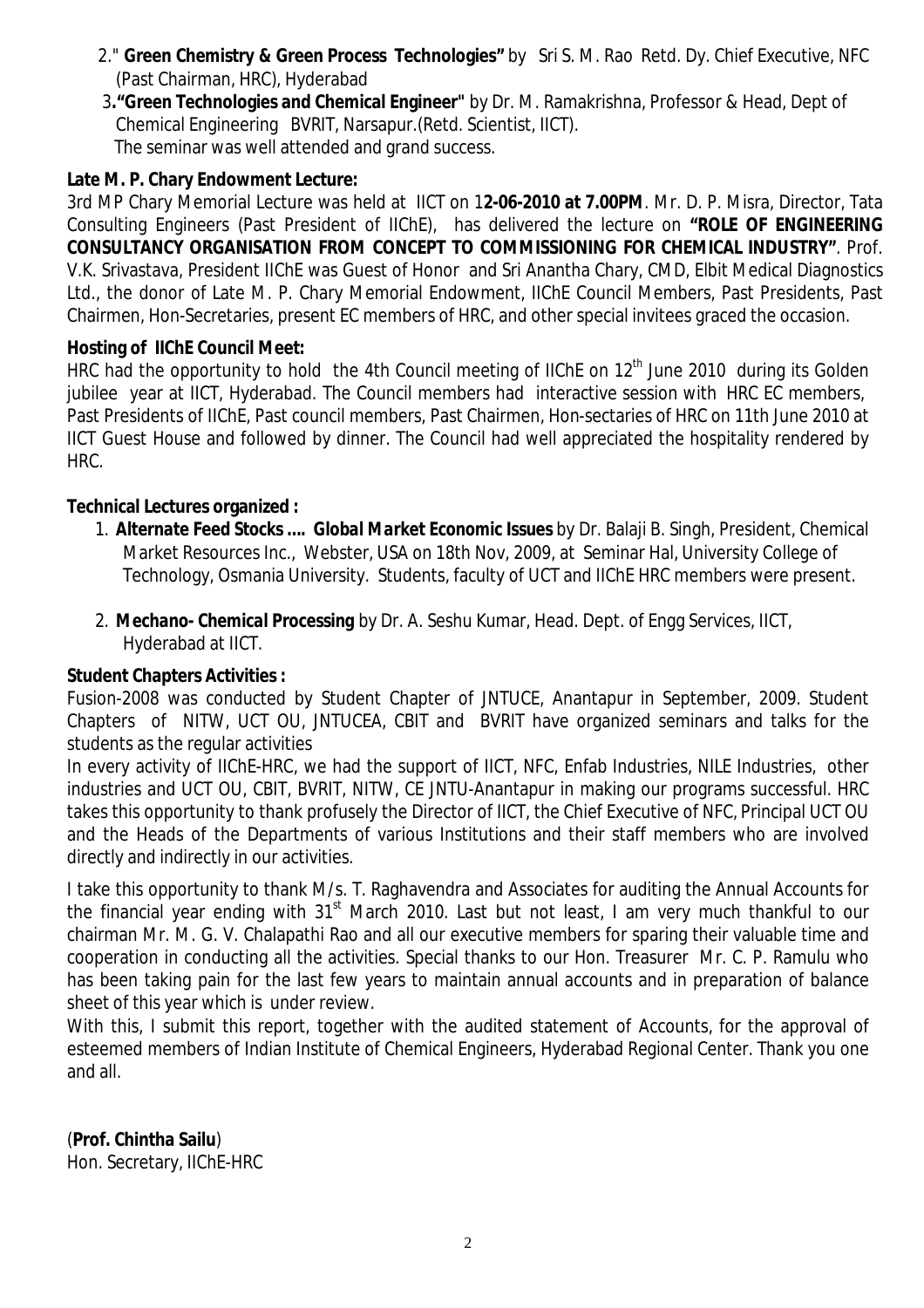2." **Green Chemistry & Green Process Technologies"** by Sri S. M. Rao Retd. Dy. Chief Executive, NFC (Past Chairman, HRC), Hyderabad

3**."Green Technologies and Chemical Engineer"** by Dr. M. Ramakrishna, Professor & Head, Dept of Chemical Engineering BVRIT, Narsapur.(Retd. Scientist, IICT).

The seminar was well attended and grand success.

**Late M. P. Chary Endowment Lecture:**

3rd MP Chary Memorial Lecture was held at IICT on 1**2-06-2010 at 7.00PM**. Mr. D. P. Misra, Director, Tata Consulting Engineers (Past President of IIChE), has delivered the lecture on **"ROLE OF ENGINEERING CONSULTANCY ORGANISATION FROM CONCEPT TO COMMISSIONING FOR CHEMICAL INDUSTRY"**. Prof. V.K. Srivastava, President IIChE was Guest of Honor and Sri Anantha Chary, CMD, Elbit Medical Diagnostics Ltd., the donor of Late M. P. Chary Memorial Endowment, IIChE Council Members, Past Presidents, Past Chairmen, Hon-Secretaries, present EC members of HRC, and other special invitees graced the occasion.

**Hosting of IIChE Council Meet:**

HRC had the opportunity to hold the 4th Council meeting of IIChE on 12th June 2010 during its Golden jubilee year at IICT, Hyderabad. The Council members had interactive session with HRC EC members, Past Presidents of IIChE, Past council members, Past Chairmen, Hon-sectaries of HRC on 11th June 2010 at IICT Guest House and followed by dinner. The Council had well appreciated the hospitality rendered by HRC.

**Technical Lectures organized :**

1. ***Alternate Feed Stocks …. Global Market Economic Issues*** by Dr. Balaji B. Singh, President, Chemical Market Resources Inc., Webster, USA on 18th Nov, 2009, at Seminar Hal, University College of Technology, Osmania University. Students, faculty of UCT and IIChE HRC members were present.

2. ***Mechano- Chemical Processing*** by Dr. A. Seshu Kumar, Head. Dept. of Engg Services, IICT, Hyderabad at IICT.

**Student Chapters Activities :**

Fusion-2008 was conducted by Student Chapter of JNTUCE, Anantapur in September, 2009. Student Chapters of NITW, UCT OU, JNTUCEA, CBIT and BVRIT have organized seminars and talks for the students as the regular activities

In every activity of IIChE-HRC, we had the support of IICT, NFC, Enfab Industries, NILE Industries, other industries and UCT OU, CBIT, BVRIT, NITW, CE JNTU-Anantapur in making our programs successful. HRC takes this opportunity to thank profusely the Director of IICT, the Chief Executive of NFC, Principal UCT OU and the Heads of the Departments of various Institutions and their staff members who are involved directly and indirectly in our activities.

I take this opportunity to thank M/s. T. Raghavendra and Associates for auditing the Annual Accounts for the financial year ending with 31st March 2010. Last but not least, I am very much thankful to our chairman Mr. M. G. V. Chalapathi Rao and all our executive members for sparing their valuable time and cooperation in conducting all the activities. Special thanks to our Hon. Treasurer Mr. C. P. Ramulu who has been taking pain for the last few years to maintain annual accounts and in preparation of balance sheet of this year which is under review.

With this, I submit this report, together with the audited statement of Accounts, for the approval of esteemed members of Indian Institute of Chemical Engineers, Hyderabad Regional Center. Thank you one and all.

(**Prof. Chintha Sailu**)
Hon. Secretary, IIChE-HRC